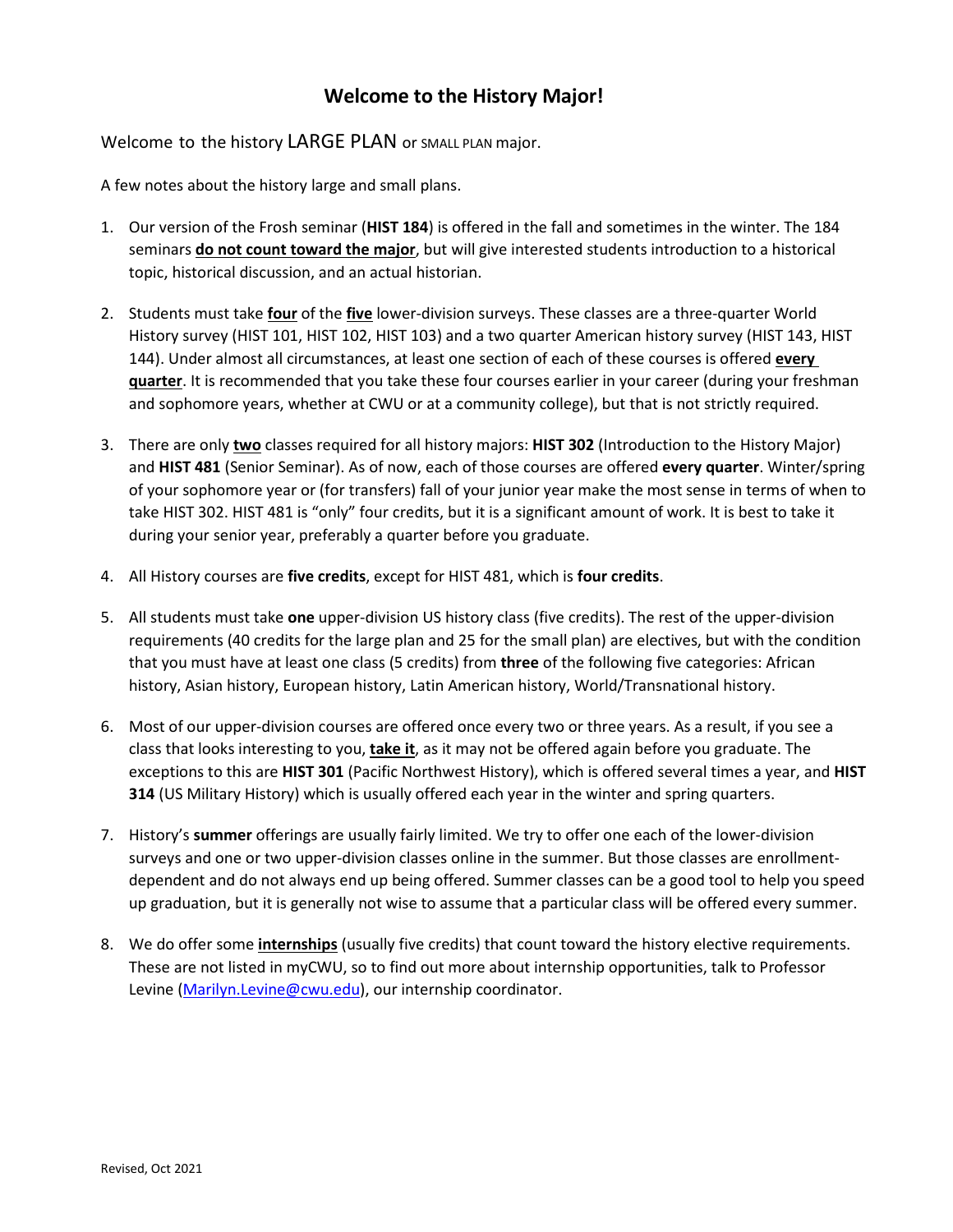# Welcome to the History Major!

Welcome to the history LARGE PLAN or SMALL PLAN major.

A few notes about the history large and small plans.

1. Our version of the Frosh seminar (**HIST 184**) is offered in the fall and sometimes in the winter. The 184 seminars **do not count toward the major**, but will give interested students introduction to a historical topic, historical discussion, and an actual historian.

2. Students must take **four** of the **five** lower-division surveys. These classes are a three-quarter World History survey (HIST 101, HIST 102, HIST 103) and a two quarter American history survey (HIST 143, HIST 144). Under almost all circumstances, at least one section of each of these courses is offered **every quarter**. It is recommended that you take these four courses earlier in your career (during your freshman and sophomore years, whether at CWU or at a community college), but that is not strictly required.

3. There are only **two** classes required for all history majors: **HIST 302** (Introduction to the History Major) and **HIST 481** (Senior Seminar). As of now, each of those courses are offered **every quarter**. Winter/spring of your sophomore year or (for transfers) fall of your junior year make the most sense in terms of when to take HIST 302. HIST 481 is "only" four credits, but it is a significant amount of work. It is best to take it during your senior year, preferably a quarter before you graduate.

4. All History courses are **five credits**, except for HIST 481, which is **four credits**.

5. All students must take **one** upper-division US history class (five credits). The rest of the upper-division requirements (40 credits for the large plan and 25 for the small plan) are electives, but with the condition that you must have at least one class (5 credits) from **three** of the following five categories: African history, Asian history, European history, Latin American history, World/Transnational history.

6. Most of our upper-division courses are offered once every two or three years. As a result, if you see a class that looks interesting to you, **take it**, as it may not be offered again before you graduate. The exceptions to this are **HIST 301** (Pacific Northwest History), which is offered several times a year, and **HIST 314** (US Military History) which is usually offered each year in the winter and spring quarters.

7. History's **summer** offerings are usually fairly limited. We try to offer one each of the lower-division surveys and one or two upper-division classes online in the summer. But those classes are enrollment-dependent and do not always end up being offered. Summer classes can be a good tool to help you speed up graduation, but it is generally not wise to assume that a particular class will be offered every summer.

8. We do offer some **internships** (usually five credits) that count toward the history elective requirements. These are not listed in myCWU, so to find out more about internship opportunities, talk to Professor Levine (Marilyn.Levine@cwu.edu), our internship coordinator.

Revised, Oct 2021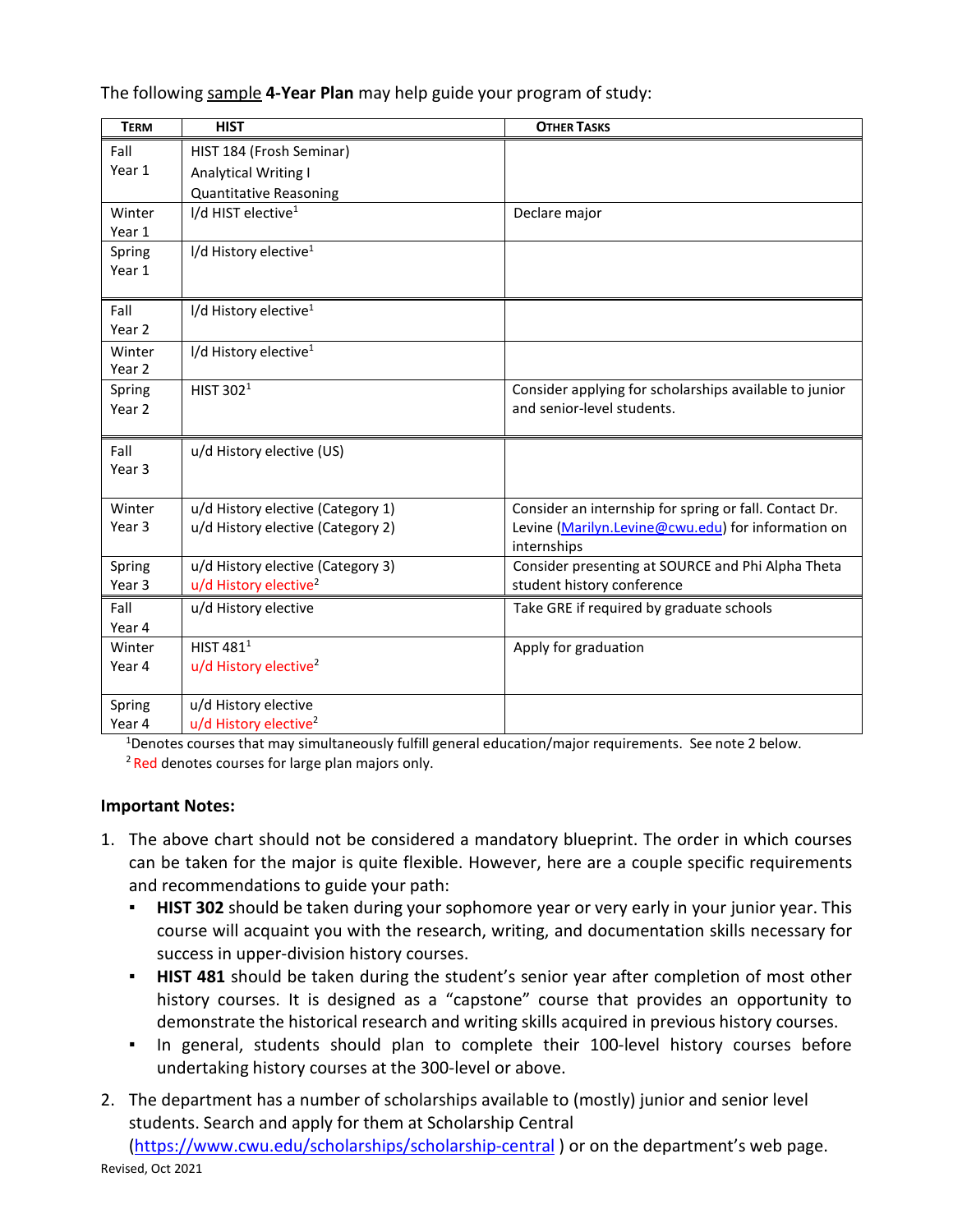The following sample **4-Year Plan** may help guide your program of study:

| TERM | HIST | OTHER TASKS |
|---|---|---|
| Fall Year 1 | HIST 184 (Frosh Seminar)<br>Analytical Writing I<br>Quantitative Reasoning | |
| Winter Year 1 | l/d HIST elective[1] | Declare major |
| Spring Year 1 | l/d History elective[1] | |
| Fall Year 2 | l/d History elective[1] | |
| Winter Year 2 | l/d History elective[1] | |
| Spring Year 2 | HIST 302[1] | Consider applying for scholarships available to junior and senior-level students. |
| Fall Year 3 | u/d History elective (US) | |
| Winter Year 3 | u/d History elective (Category 1)<br>u/d History elective (Category 2) | Consider an internship for spring or fall. Contact Dr. Levine (Marilyn.Levine@cwu.edu) for information on internships |
| Spring Year 3 | u/d History elective (Category 3)<br>u/d History elective[2] | Consider presenting at SOURCE and Phi Alpha Theta student history conference |
| Fall Year 4 | u/d History elective | Take GRE if required by graduate schools |
| Winter Year 4 | HIST 481[1]<br>u/d History elective[2] | Apply for graduation |
| Spring Year 4 | u/d History elective<br>u/d History elective[2] | |

[1]Denotes courses that may simultaneously fulfill general education/major requirements. See note 2 below.

[2] Red denotes courses for large plan majors only.

**Important Notes:**

1. The above chart should not be considered a mandatory blueprint. The order in which courses can be taken for the major is quite flexible. However, here are a couple specific requirements and recommendations to guide your path:
   - **HIST 302** should be taken during your sophomore year or very early in your junior year. This course will acquaint you with the research, writing, and documentation skills necessary for success in upper-division history courses.
   - **HIST 481** should be taken during the student's senior year after completion of most other history courses. It is designed as a "capstone" course that provides an opportunity to demonstrate the historical research and writing skills acquired in previous history courses.
   - In general, students should plan to complete their 100-level history courses before undertaking history courses at the 300-level or above.
2. The department has a number of scholarships available to (mostly) junior and senior level students. Search and apply for them at Scholarship Central (https://www.cwu.edu/scholarships/scholarship-central ) or on the department's web page.

Revised, Oct 2021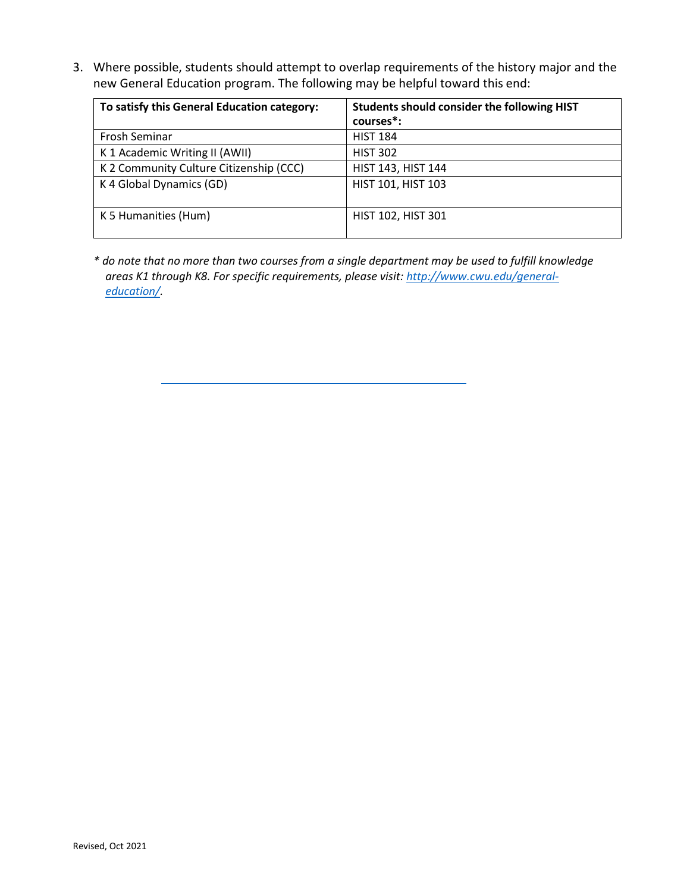3. Where possible, students should attempt to overlap requirements of the history major and the new General Education program. The following may be helpful toward this end:

| To satisfy this General Education category: | Students should consider the following HIST courses*: |
|---|---|
| Frosh Seminar | HIST 184 |
| K 1 Academic Writing II (AWII) | HIST 302 |
| K 2 Community Culture Citizenship (CCC) | HIST 143, HIST 144 |
| K 4 Global Dynamics (GD) | HIST 101, HIST 103 |
| K 5 Humanities (Hum) | HIST 102, HIST 301 |

*\* do note that no more than two courses from a single department may be used to fulfill knowledge areas K1 through K8. For specific requirements, please visit: [http://www.cwu.edu/general-education/](http://www.cwu.edu/general-education/).*

Revised, Oct 2021